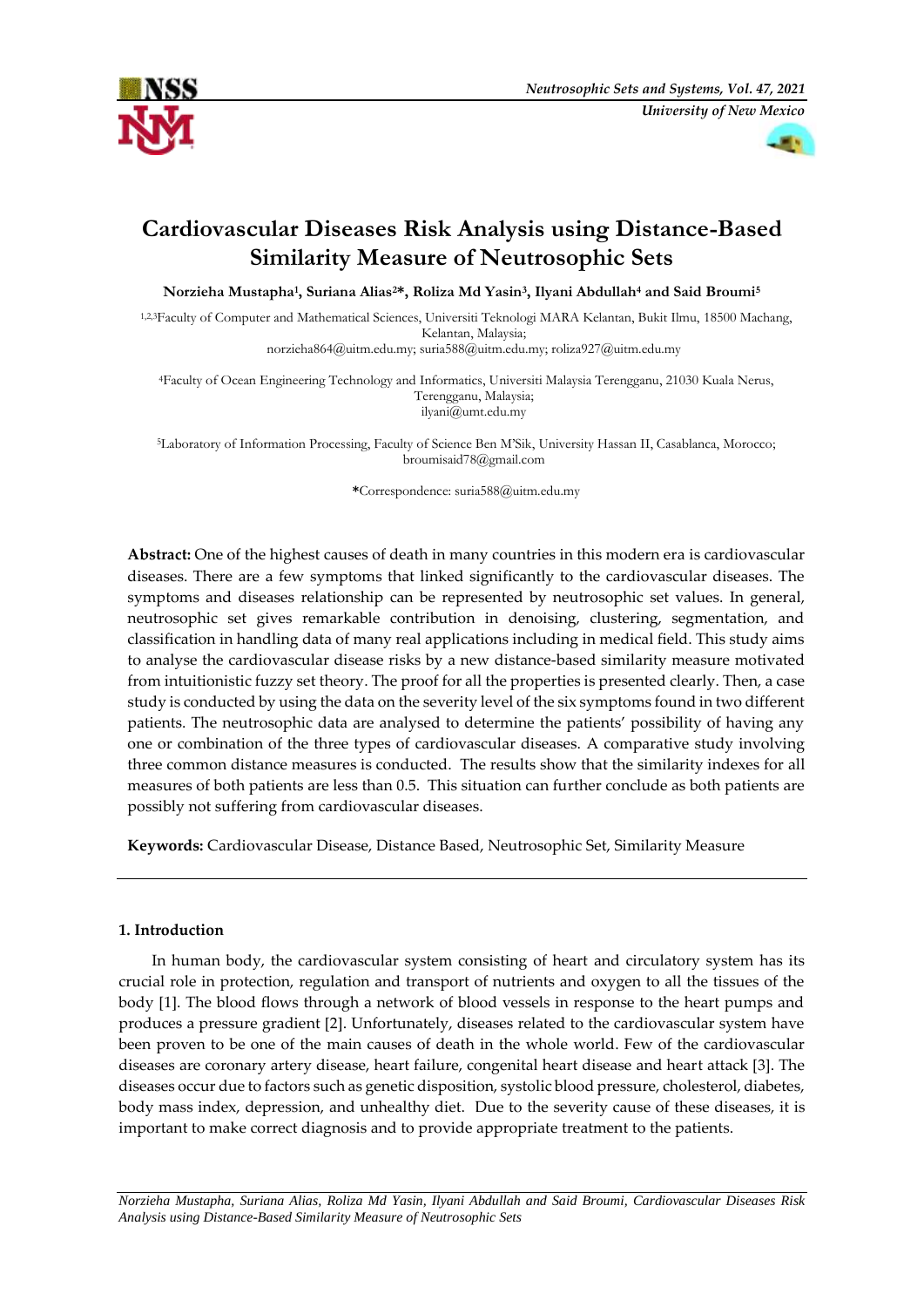# Cardiovascular Diseases Risk Analysis using Distance-Based Similarity Measure of Neutrosophic Sets

**Norzieha Mustapha[1], Suriana Alias[2]*, Roliza Md Yasin[3], Ilyani Abdullah[4] and Said Broumi[5]**

[1,2,3]Faculty of Computer and Mathematical Sciences, Universiti Teknologi MARA Kelantan, Bukit Ilmu, 18500 Machang, Kelantan, Malaysia;
norzieha864@uitm.edu.my; suria588@uitm.edu.my; roliza927@uitm.edu.my

[4]Faculty of Ocean Engineering Technology and Informatics, Universiti Malaysia Terengganu, 21030 Kuala Nerus, Terengganu, Malaysia;
ilyani@umt.edu.my

[5]Laboratory of Information Processing, Faculty of Science Ben M'Sik, University Hassan II, Casablanca, Morocco;
broumisaid78@gmail.com

*Correspondence: suria588@uitm.edu.my

**Abstract:** One of the highest causes of death in many countries in this modern era is cardiovascular diseases. There are a few symptoms that linked significantly to the cardiovascular diseases. The symptoms and diseases relationship can be represented by neutrosophic set values. In general, neutrosophic set gives remarkable contribution in denoising, clustering, segmentation, and classification in handling data of many real applications including in medical field. This study aims to analyse the cardiovascular disease risks by a new distance-based similarity measure motivated from intuitionistic fuzzy set theory. The proof for all the properties is presented clearly. Then, a case study is conducted by using the data on the severity level of the six symptoms found in two different patients. The neutrosophic data are analysed to determine the patients' possibility of having any one or combination of the three types of cardiovascular diseases. A comparative study involving three common distance measures is conducted. The results show that the similarity indexes for all measures of both patients are less than 0.5. This situation can further conclude as both patients are possibly not suffering from cardiovascular diseases.

**Keywords:** Cardiovascular Disease, Distance Based, Neutrosophic Set, Similarity Measure

## 1. Introduction

In human body, the cardiovascular system consisting of heart and circulatory system has its crucial role in protection, regulation and transport of nutrients and oxygen to all the tissues of the body [1]. The blood flows through a network of blood vessels in response to the heart pumps and produces a pressure gradient [2]. Unfortunately, diseases related to the cardiovascular system have been proven to be one of the main causes of death in the whole world. Few of the cardiovascular diseases are coronary artery disease, heart failure, congenital heart disease and heart attack [3]. The diseases occur due to factors such as genetic disposition, systolic blood pressure, cholesterol, diabetes, body mass index, depression, and unhealthy diet. Due to the severity cause of these diseases, it is important to make correct diagnosis and to provide appropriate treatment to the patients.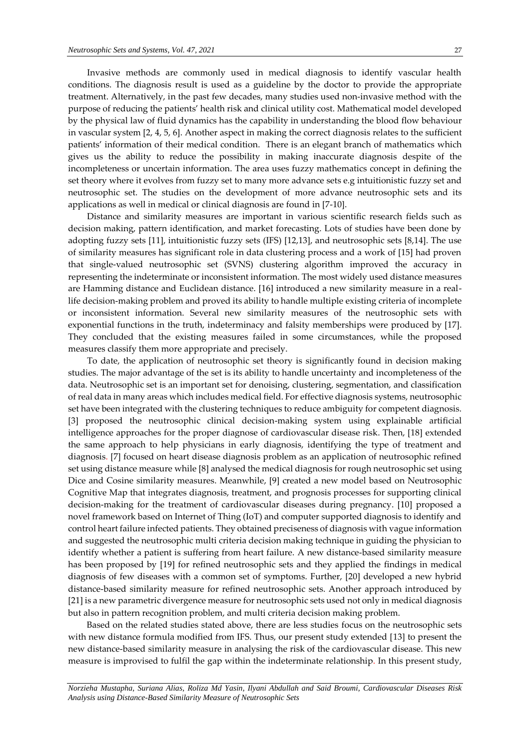Invasive methods are commonly used in medical diagnosis to identify vascular health conditions. The diagnosis result is used as a guideline by the doctor to provide the appropriate treatment. Alternatively, in the past few decades, many studies used non-invasive method with the purpose of reducing the patients' health risk and clinical utility cost. Mathematical model developed by the physical law of fluid dynamics has the capability in understanding the blood flow behaviour in vascular system [2, 4, 5, 6]. Another aspect in making the correct diagnosis relates to the sufficient patients' information of their medical condition. There is an elegant branch of mathematics which gives us the ability to reduce the possibility in making inaccurate diagnosis despite of the incompleteness or uncertain information. The area uses fuzzy mathematics concept in defining the set theory where it evolves from fuzzy set to many more advance sets e.g intuitionistic fuzzy set and neutrosophic set. The studies on the development of more advance neutrosophic sets and its applications as well in medical or clinical diagnosis are found in [7-10].

Distance and similarity measures are important in various scientific research fields such as decision making, pattern identification, and market forecasting. Lots of studies have been done by adopting fuzzy sets [11], intuitionistic fuzzy sets (IFS) [12,13], and neutrosophic sets [8,14]. The use of similarity measures has significant role in data clustering process and a work of [15] had proven that single-valued neutrosophic set (SVNS) clustering algorithm improved the accuracy in representing the indeterminate or inconsistent information. The most widely used distance measures are Hamming distance and Euclidean distance. [16] introduced a new similarity measure in a real-life decision-making problem and proved its ability to handle multiple existing criteria of incomplete or inconsistent information. Several new similarity measures of the neutrosophic sets with exponential functions in the truth, indeterminacy and falsity memberships were produced by [17]. They concluded that the existing measures failed in some circumstances, while the proposed measures classify them more appropriate and precisely.

To date, the application of neutrosophic set theory is significantly found in decision making studies. The major advantage of the set is its ability to handle uncertainty and incompleteness of the data. Neutrosophic set is an important set for denoising, clustering, segmentation, and classification of real data in many areas which includes medical field. For effective diagnosis systems, neutrosophic set have been integrated with the clustering techniques to reduce ambiguity for competent diagnosis. [3] proposed the neutrosophic clinical decision-making system using explainable artificial intelligence approaches for the proper diagnose of cardiovascular disease risk. Then, [18] extended the same approach to help physicians in early diagnosis, identifying the type of treatment and diagnosis. [7] focused on heart disease diagnosis problem as an application of neutrosophic refined set using distance measure while [8] analysed the medical diagnosis for rough neutrosophic set using Dice and Cosine similarity measures. Meanwhile, [9] created a new model based on Neutrosophic Cognitive Map that integrates diagnosis, treatment, and prognosis processes for supporting clinical decision-making for the treatment of cardiovascular diseases during pregnancy. [10] proposed a novel framework based on Internet of Thing (IoT) and computer supported diagnosis to identify and control heart failure infected patients. They obtained preciseness of diagnosis with vague information and suggested the neutrosophic multi criteria decision making technique in guiding the physician to identify whether a patient is suffering from heart failure. A new distance-based similarity measure has been proposed by [19] for refined neutrosophic sets and they applied the findings in medical diagnosis of few diseases with a common set of symptoms. Further, [20] developed a new hybrid distance-based similarity measure for refined neutrosophic sets. Another approach introduced by [21] is a new parametric divergence measure for neutrosophic sets used not only in medical diagnosis but also in pattern recognition problem, and multi criteria decision making problem.

Based on the related studies stated above, there are less studies focus on the neutrosophic sets with new distance formula modified from IFS. Thus, our present study extended [13] to present the new distance-based similarity measure in analysing the risk of the cardiovascular disease. This new measure is improvised to fulfil the gap within the indeterminate relationship. In this present study,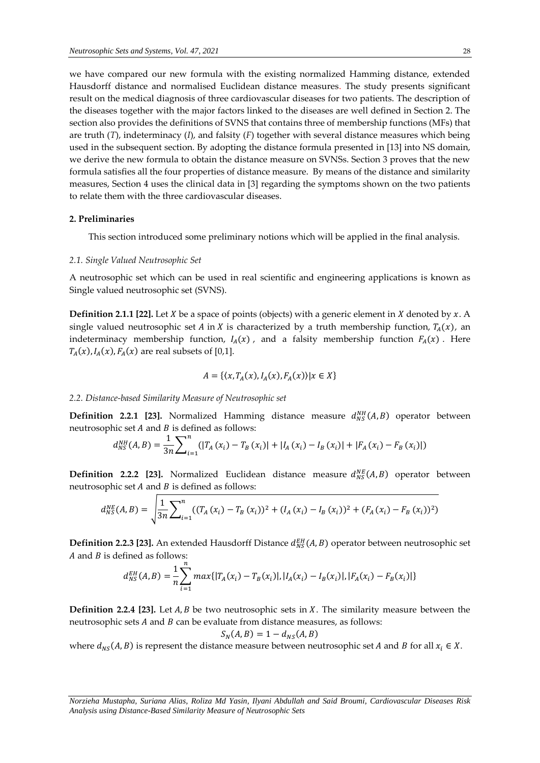we have compared our new formula with the existing normalized Hamming distance, extended Hausdorff distance and normalised Euclidean distance measures. The study presents significant result on the medical diagnosis of three cardiovascular diseases for two patients. The description of the diseases together with the major factors linked to the diseases are well defined in Section 2. The section also provides the definitions of SVNS that contains three of membership functions (MFs) that are truth (*T*), indeterminacy (*I*), and falsity (*F*) together with several distance measures which being used in the subsequent section. By adopting the distance formula presented in [13] into NS domain, we derive the new formula to obtain the distance measure on SVNSs. Section 3 proves that the new formula satisfies all the four properties of distance measure. By means of the distance and similarity measures, Section 4 uses the clinical data in [3] regarding the symptoms shown on the two patients to relate them with the three cardiovascular diseases.

## 2. Preliminaries

This section introduced some preliminary notions which will be applied in the final analysis.

### *2.1. Single Valued Neutrosophic Set*

A neutrosophic set which can be used in real scientific and engineering applications is known as Single valued neutrosophic set (SVNS).

**Definition 2.1.1 [22].** Let $X$ be a space of points (objects) with a generic element in $X$ denoted by $x$. A single valued neutrosophic set $A$ in $X$ is characterized by a truth membership function, $T_A(x)$, an indeterminacy membership function, $I_A(x)$, and a falsity membership function $F_A(x)$. Here $T_A(x), I_A(x), F_A(x)$ are real subsets of [0,1].

$$A = \{\langle x, T_A(x), I_A(x), F_A(x)\rangle | x \in X\}$$

### *2.2. Distance-based Similarity Measure of Neutrosophic set*

**Definition 2.2.1 [23].** Normalized Hamming distance measure $d_{NS}^{NH}(A,B)$ operator between neutrosophic set $A$ and $B$ is defined as follows:

$$d_{NS}^{NH}(A,B) = \frac{1}{3n}\sum_{i=1}^{n}(|T_A(x_i) - T_B(x_i)| + |I_A(x_i) - I_B(x_i)| + |F_A(x_i) - F_B(x_i)|)$$

**Definition 2.2.2 [23].** Normalized Euclidean distance measure $d_{NS}^{NE}(A,B)$ operator between neutrosophic set $A$ and $B$ is defined as follows:

$$d_{NS}^{NE}(A,B) = \sqrt{\frac{1}{3n}\sum_{i=1}^{n}((T_A(x_i) - T_B(x_i))^2 + (I_A(x_i) - I_B(x_i))^2 + (F_A(x_i) - F_B(x_i))^2)}$$

**Definition 2.2.3 [23].** An extended Hausdorff Distance $d_{NS}^{EH}(A,B)$ operator between neutrosophic set $A$ and $B$ is defined as follows:

$$d_{NS}^{EH}(A,B) = \frac{1}{n}\sum_{i=1}^{n} max\{|T_A(x_i) - T_B(x_i)|, |I_A(x_i) - I_B(x_i)|, |F_A(x_i) - F_B(x_i)|\}$$

**Definition 2.2.4 [23].** Let $A, B$ be two neutrosophic sets in $X$. The similarity measure between the neutrosophic sets $A$ and $B$ can be evaluate from distance measures, as follows:

$$S_N(A,B) = 1 - d_{NS}(A,B)$$

where $d_{NS}(A,B)$ is represent the distance measure between neutrosophic set $A$ and $B$ for all $x_i \in X$.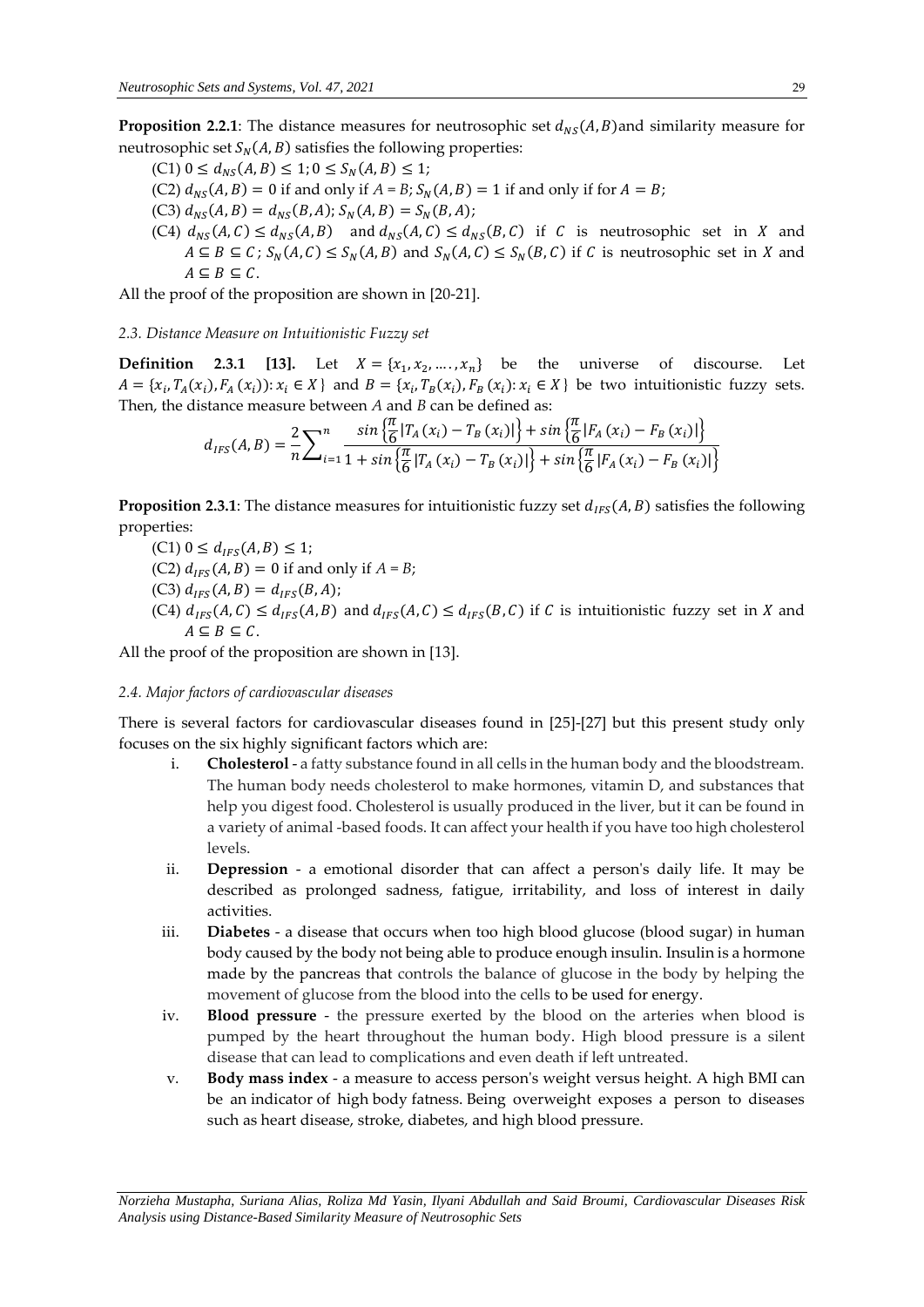**Proposition 2.2.1**: The distance measures for neutrosophic set $d_{NS}(A, B)$ and similarity measure for neutrosophic set $S_N(A, B)$ satisfies the following properties:

(C1) $0 \leq d_{NS}(A, B) \leq 1; 0 \leq S_N(A, B) \leq 1$;

(C2) $d_{NS}(A, B) = 0$ if and only if $A = B$; $S_N(A, B) = 1$ if and only if for $A = B$;

(C3) $d_{NS}(A, B) = d_{NS}(B, A)$; $S_N(A, B) = S_N(B, A)$;

(C4) $d_{NS}(A, C) \leq d_{NS}(A, B)$ and $d_{NS}(A, C) \leq d_{NS}(B, C)$ if $C$ is neutrosophic set in $X$ and $A \subseteq B \subseteq C$; $S_N(A, C) \leq S_N(A, B)$ and $S_N(A, C) \leq S_N(B, C)$ if $C$ is neutrosophic set in $X$ and $A \subseteq B \subseteq C$.

All the proof of the proposition are shown in [20-21].

### *2.3. Distance Measure on Intuitionistic Fuzzy set*

**Definition 2.3.1 [13].** Let $X = \{x_1, x_2, \ldots, x_n\}$ be the universe of discourse. Let $A = \{x_i, T_A(x_i), F_A(x_i)): x_i \in X\}$ and $B = \{x_i, T_B(x_i), F_B(x_i): x_i \in X\}$ be two intuitionistic fuzzy sets. Then, the distance measure between $A$ and $B$ can be defined as:

$$d_{IFS}(A, B) = \frac{2}{n}\sum_{i=1}^{n} \frac{\sin\left\{\frac{\pi}{6}|T_A(x_i) - T_B(x_i)|\right\} + \sin\left\{\frac{\pi}{6}|F_A(x_i) - F_B(x_i)|\right\}}{1 + \sin\left\{\frac{\pi}{6}|T_A(x_i) - T_B(x_i)|\right\} + \sin\left\{\frac{\pi}{6}|F_A(x_i) - F_B(x_i)|\right\}}$$

**Proposition 2.3.1**: The distance measures for intuitionistic fuzzy set $d_{IFS}(A, B)$ satisfies the following properties:

(C1) $0 \leq d_{IFS}(A, B) \leq 1$;

(C2) $d_{IFS}(A, B) = 0$ if and only if $A = B$;

(C3) $d_{IFS}(A, B) = d_{IFS}(B, A)$;

(C4) $d_{IFS}(A, C) \leq d_{IFS}(A, B)$ and $d_{IFS}(A, C) \leq d_{IFS}(B, C)$ if $C$ is intuitionistic fuzzy set in $X$ and $A \subseteq B \subseteq C$.

All the proof of the proposition are shown in [13].

### *2.4. Major factors of cardiovascular diseases*

There is several factors for cardiovascular diseases found in [25]-[27] but this present study only focuses on the six highly significant factors which are:

i. **Cholesterol** - a fatty substance found in all cells in the human body and the bloodstream. The human body needs cholesterol to make hormones, vitamin D, and substances that help you digest food. Cholesterol is usually produced in the liver, but it can be found in a variety of animal -based foods. It can affect your health if you have too high cholesterol levels.

ii. **Depression** - a emotional disorder that can affect a person's daily life. It may be described as prolonged sadness, fatigue, irritability, and loss of interest in daily activities.

iii. **Diabetes** - a disease that occurs when too high blood glucose (blood sugar) in human body caused by the body not being able to produce enough insulin. Insulin is a hormone made by the pancreas that controls the balance of glucose in the body by helping the movement of glucose from the blood into the cells to be used for energy.

iv. **Blood pressure** - the pressure exerted by the blood on the arteries when blood is pumped by the heart throughout the human body. High blood pressure is a silent disease that can lead to complications and even death if left untreated.

v. **Body mass index** - a measure to access person's weight versus height. A high BMI can be an indicator of high body fatness. Being overweight exposes a person to diseases such as heart disease, stroke, diabetes, and high blood pressure.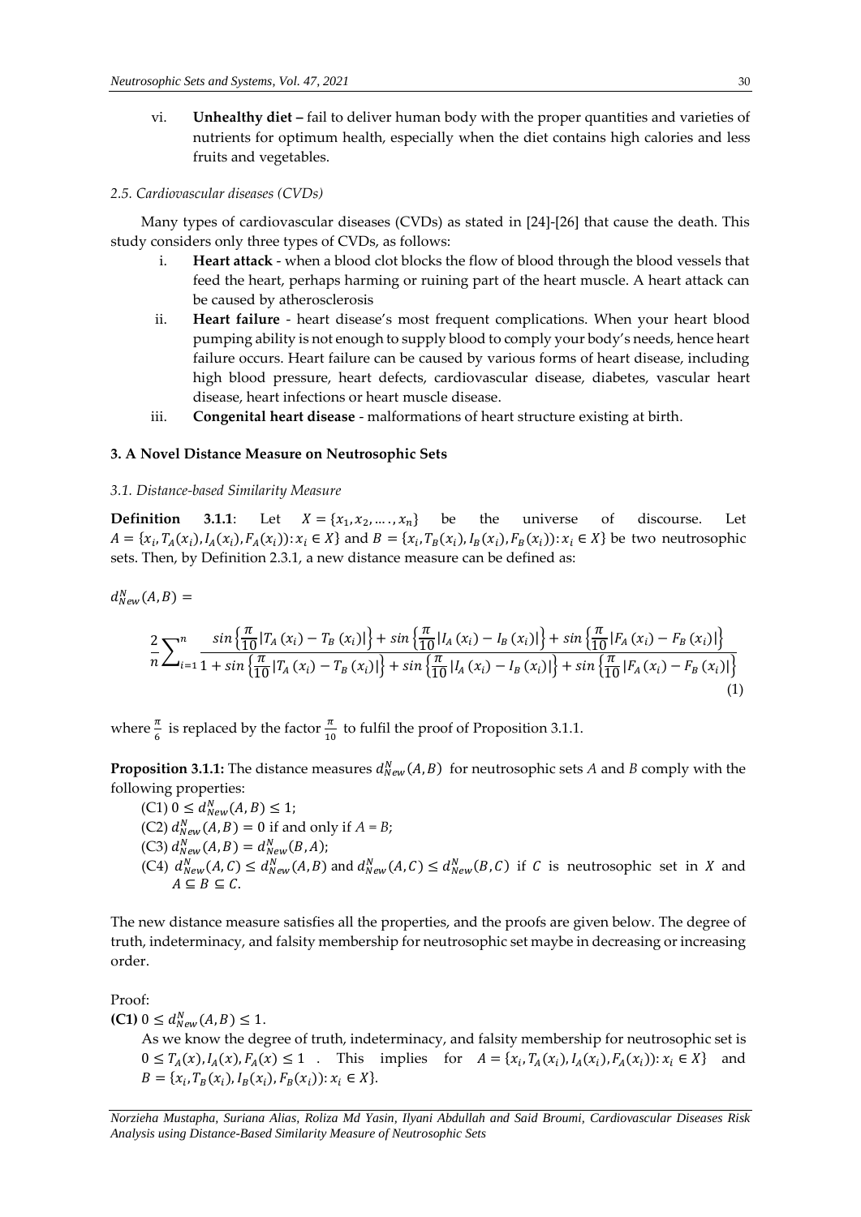vi. **Unhealthy diet –** fail to deliver human body with the proper quantities and varieties of nutrients for optimum health, especially when the diet contains high calories and less fruits and vegetables.

### *2.5. Cardiovascular diseases (CVDs)*

Many types of cardiovascular diseases (CVDs) as stated in [24]-[26] that cause the death. This study considers only three types of CVDs, as follows:

i. **Heart attack** - when a blood clot blocks the flow of blood through the blood vessels that feed the heart, perhaps harming or ruining part of the heart muscle. A heart attack can be caused by atherosclerosis
ii. **Heart failure** - heart disease's most frequent complications. When your heart blood pumping ability is not enough to supply blood to comply your body's needs, hence heart failure occurs. Heart failure can be caused by various forms of heart disease, including high blood pressure, heart defects, cardiovascular disease, diabetes, vascular heart disease, heart infections or heart muscle disease.
iii. **Congenital heart disease** - malformations of heart structure existing at birth.

## 3. A Novel Distance Measure on Neutrosophic Sets

### *3.1. Distance-based Similarity Measure*

**Definition 3.1.1**: Let $X = \{x_1, x_2, \ldots, x_n\}$ be the universe of discourse. Let $A = \{x_i, T_A(x_i), I_A(x_i), F_A(x_i)): x_i \in X\}$ and $B = \{x_i, T_B(x_i), I_B(x_i), F_B(x_i)): x_i \in X\}$ be two neutrosophic sets. Then, by Definition 2.3.1, a new distance measure can be defined as:

$$d_{New}^{N}(A,B) =$$

$$\frac{2}{n}\sum_{i=1}^{n} \frac{\sin\left\{\frac{\pi}{10}|T_A(x_i) - T_B(x_i)|\right\} + \sin\left\{\frac{\pi}{10}|I_A(x_i) - I_B(x_i)|\right\} + \sin\left\{\frac{\pi}{10}|F_A(x_i) - F_B(x_i)|\right\}}{1 + \sin\left\{\frac{\pi}{10}|T_A(x_i) - T_B(x_i)|\right\} + \sin\left\{\frac{\pi}{10}|I_A(x_i) - I_B(x_i)|\right\} + \sin\left\{\frac{\pi}{10}|F_A(x_i) - F_B(x_i)|\right\}} \quad (1)$$

where $\frac{\pi}{6}$ is replaced by the factor $\frac{\pi}{10}$ to fulfil the proof of Proposition 3.1.1.

**Proposition 3.1.1:** The distance measures $d_{New}^{N}(A,B)$ for neutrosophic sets *A* and *B* comply with the following properties:

(C1) $0 \leq d_{New}^{N}(A,B) \leq 1$;
(C2) $d_{New}^{N}(A,B) = 0$ if and only if $A = B$;
(C3) $d_{New}^{N}(A,B) = d_{New}^{N}(B,A)$;
(C4) $d_{New}^{N}(A,C) \leq d_{New}^{N}(A,B)$ and $d_{New}^{N}(A,C) \leq d_{New}^{N}(B,C)$ if $C$ is neutrosophic set in $X$ and $A \subseteq B \subseteq C$.

The new distance measure satisfies all the properties, and the proofs are given below. The degree of truth, indeterminacy, and falsity membership for neutrosophic set maybe in decreasing or increasing order.

Proof:

**(C1)** $0 \leq d_{New}^{N}(A,B) \leq 1$.

As we know the degree of truth, indeterminacy, and falsity membership for neutrosophic set is $0 \leq T_A(x), I_A(x), F_A(x) \leq 1$. This implies for $A = \{x_i, T_A(x_i), I_A(x_i), F_A(x_i)): x_i \in X\}$ and $B = \{x_i, T_B(x_i), I_B(x_i), F_B(x_i)): x_i \in X\}$.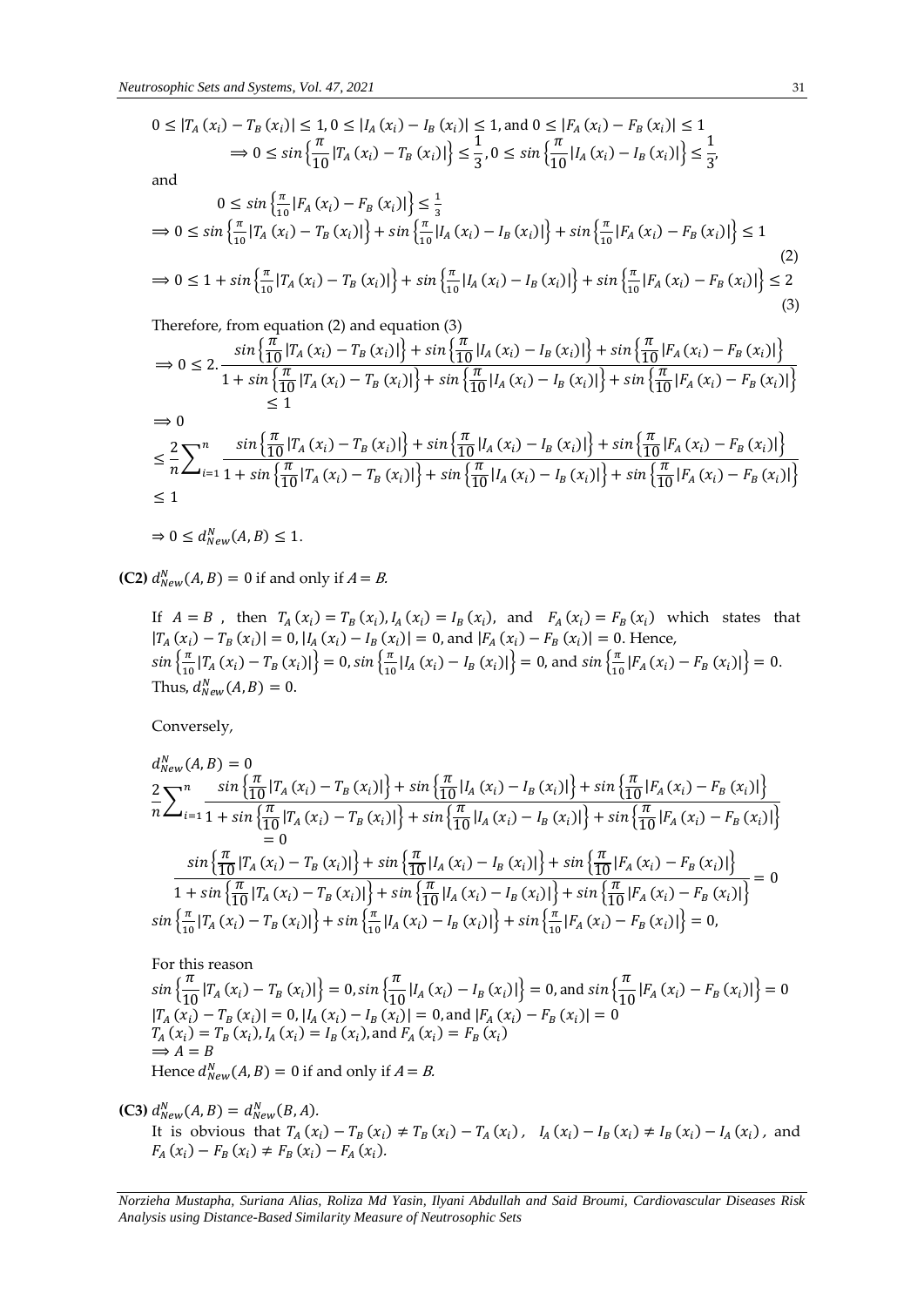$$0 \le |T_A(x_i) - T_B(x_i)| \le 1, 0 \le |I_A(x_i) - I_B(x_i)| \le 1, \text{and } 0 \le |F_A(x_i) - F_B(x_i)| \le 1$$

$$\Rightarrow 0 \le sin\left\{\frac{\pi}{10}|T_A(x_i) - T_B(x_i)|\right\} \le \frac{1}{3}, 0 \le sin\left\{\frac{\pi}{10}|I_A(x_i) - I_B(x_i)|\right\} \le \frac{1}{3},$$

and

$$0 \le sin\left\{\frac{\pi}{10}|F_A(x_i) - F_B(x_i)|\right\} \le \frac{1}{3}$$

$$\Rightarrow 0 \le sin\left\{\frac{\pi}{10}|T_A(x_i) - T_B(x_i)|\right\} + sin\left\{\frac{\pi}{10}|I_A(x_i) - I_B(x_i)|\right\} + sin\left\{\frac{\pi}{10}|F_A(x_i) - F_B(x_i)|\right\} \le 1 \tag{2}$$

$$\Rightarrow 0 \le 1 + sin\left\{\frac{\pi}{10}|T_A(x_i) - T_B(x_i)|\right\} + sin\left\{\frac{\pi}{10}|I_A(x_i) - I_B(x_i)|\right\} + sin\left\{\frac{\pi}{10}|F_A(x_i) - F_B(x_i)|\right\} \le 2 \tag{3}$$

Therefore, from equation (2) and equation (3)

$$\Rightarrow 0 \le 2.\frac{sin\left\{\frac{\pi}{10}|T_A(x_i) - T_B(x_i)|\right\} + sin\left\{\frac{\pi}{10}|I_A(x_i) - I_B(x_i)|\right\} + sin\left\{\frac{\pi}{10}|F_A(x_i) - F_B(x_i)|\right\}}{1 + sin\left\{\frac{\pi}{10}|T_A(x_i) - T_B(x_i)|\right\} + sin\left\{\frac{\pi}{10}|I_A(x_i) - I_B(x_i)|\right\} + sin\left\{\frac{\pi}{10}|F_A(x_i) - F_B(x_i)|\right\}} \le 1$$

$$\Rightarrow 0 \le \frac{2}{n}\sum_{i=1}^{n}\frac{sin\left\{\frac{\pi}{10}|T_A(x_i) - T_B(x_i)|\right\} + sin\left\{\frac{\pi}{10}|I_A(x_i) - I_B(x_i)|\right\} + sin\left\{\frac{\pi}{10}|F_A(x_i) - F_B(x_i)|\right\}}{1 + sin\left\{\frac{\pi}{10}|T_A(x_i) - T_B(x_i)|\right\} + sin\left\{\frac{\pi}{10}|I_A(x_i) - I_B(x_i)|\right\} + sin\left\{\frac{\pi}{10}|F_A(x_i) - F_B(x_i)|\right\}} \le 1$$

$$\Rightarrow 0 \le d_{New}^N(A,B) \le 1.$$

**(C2)** $d_{New}^N(A,B) = 0$ if and only if $A = B$.

If $A = B$, then $T_A(x_i) = T_B(x_i), I_A(x_i) = I_B(x_i)$, and $F_A(x_i) = F_B(x_i)$ which states that $|T_A(x_i) - T_B(x_i)| = 0, |I_A(x_i) - I_B(x_i)| = 0$, and $|F_A(x_i) - F_B(x_i)| = 0$. Hence, $sin\left\{\frac{\pi}{10}|T_A(x_i) - T_B(x_i)|\right\} = 0, sin\left\{\frac{\pi}{10}|I_A(x_i) - I_B(x_i)|\right\} = 0$, and $sin\left\{\frac{\pi}{10}|F_A(x_i) - F_B(x_i)|\right\} = 0$. Thus, $d_{New}^N(A,B) = 0$.

Conversely,

$$d_{New}^N(A,B) = 0$$

$$\frac{2}{n}\sum_{i=1}^{n}\frac{sin\left\{\frac{\pi}{10}|T_A(x_i) - T_B(x_i)|\right\} + sin\left\{\frac{\pi}{10}|I_A(x_i) - I_B(x_i)|\right\} + sin\left\{\frac{\pi}{10}|F_A(x_i) - F_B(x_i)|\right\}}{1 + sin\left\{\frac{\pi}{10}|T_A(x_i) - T_B(x_i)|\right\} + sin\left\{\frac{\pi}{10}|I_A(x_i) - I_B(x_i)|\right\} + sin\left\{\frac{\pi}{10}|F_A(x_i) - F_B(x_i)|\right\}} = 0$$

$$\frac{sin\left\{\frac{\pi}{10}|T_A(x_i) - T_B(x_i)|\right\} + sin\left\{\frac{\pi}{10}|I_A(x_i) - I_B(x_i)|\right\} + sin\left\{\frac{\pi}{10}|F_A(x_i) - F_B(x_i)|\right\}}{1 + sin\left\{\frac{\pi}{10}|T_A(x_i) - T_B(x_i)|\right\} + sin\left\{\frac{\pi}{10}|I_A(x_i) - I_B(x_i)|\right\} + sin\left\{\frac{\pi}{10}|F_A(x_i) - F_B(x_i)|\right\}} = 0$$

$$sin\left\{\frac{\pi}{10}|T_A(x_i) - T_B(x_i)|\right\} + sin\left\{\frac{\pi}{10}|I_A(x_i) - I_B(x_i)|\right\} + sin\left\{\frac{\pi}{10}|F_A(x_i) - F_B(x_i)|\right\} = 0,$$

For this reason

$sin\left\{\frac{\pi}{10}|T_A(x_i) - T_B(x_i)|\right\} = 0, sin\left\{\frac{\pi}{10}|I_A(x_i) - I_B(x_i)|\right\} = 0$, and $sin\left\{\frac{\pi}{10}|F_A(x_i) - F_B(x_i)|\right\} = 0$

$|T_A(x_i) - T_B(x_i)| = 0, |I_A(x_i) - I_B(x_i)| = 0$, and $|F_A(x_i) - F_B(x_i)| = 0$

$T_A(x_i) = T_B(x_i), I_A(x_i) = I_B(x_i)$, and $F_A(x_i) = F_B(x_i)$

$\Rightarrow A = B$

Hence $d_{New}^N(A,B) = 0$ if and only if $A = B$.

**(C3)** $d_{New}^N(A,B) = d_{New}^N(B,A)$.

It is obvious that $T_A(x_i) - T_B(x_i) \ne T_B(x_i) - T_A(x_i)$, $I_A(x_i) - I_B(x_i) \ne I_B(x_i) - I_A(x_i)$, and $F_A(x_i) - F_B(x_i) \ne F_B(x_i) - F_A(x_i)$.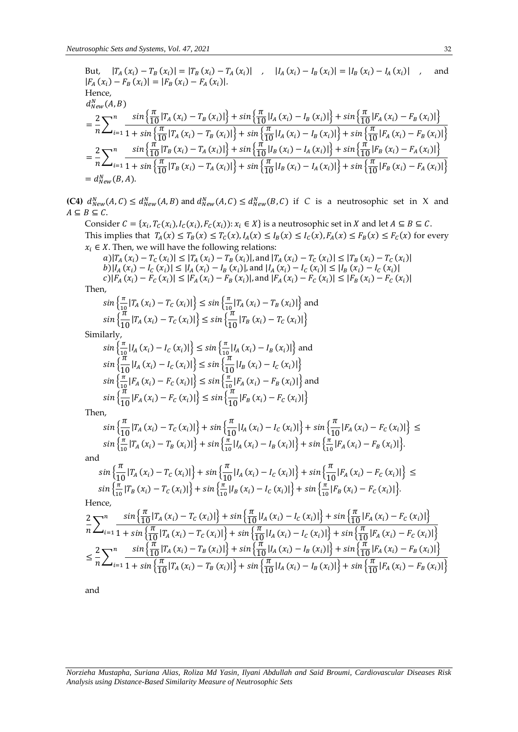But, $|T_A(x_i) - T_B(x_i)| = |T_B(x_i) - T_A(x_i)|$ , $|I_A(x_i) - I_B(x_i)| = |I_B(x_i) - I_A(x_i)|$ , and $|F_A(x_i) - F_B(x_i)| = |F_B(x_i) - F_A(x_i)|$.

Hence,

$$
\begin{aligned}
&d_{New}^N(A,B) \\
&= \frac{2}{n}\sum_{i=1}^{n} \frac{\sin\left\{\frac{\pi}{10}|T_A(x_i) - T_B(x_i)|\right\} + \sin\left\{\frac{\pi}{10}|I_A(x_i) - I_B(x_i)|\right\} + \sin\left\{\frac{\pi}{10}|F_A(x_i) - F_B(x_i)|\right\}}{1 + \sin\left\{\frac{\pi}{10}|T_A(x_i) - T_B(x_i)|\right\} + \sin\left\{\frac{\pi}{10}|I_A(x_i) - I_B(x_i)|\right\} + \sin\left\{\frac{\pi}{10}|F_A(x_i) - F_B(x_i)|\right\}} \\
&= \frac{2}{n}\sum_{i=1}^{n} \frac{\sin\left\{\frac{\pi}{10}|T_B(x_i) - T_A(x_i)|\right\} + \sin\left\{\frac{\pi}{10}|I_B(x_i) - I_A(x_i)|\right\} + \sin\left\{\frac{\pi}{10}|F_B(x_i) - F_A(x_i)|\right\}}{1 + \sin\left\{\frac{\pi}{10}|T_B(x_i) - T_A(x_i)|\right\} + \sin\left\{\frac{\pi}{10}|I_B(x_i) - I_A(x_i)|\right\} + \sin\left\{\frac{\pi}{10}|F_B(x_i) - F_A(x_i)|\right\}} \\
&= d_{New}^N(B,A).
\end{aligned}
$$

**(C4)** $d_{New}^N(A,C) \le d_{New}^N(A,B)$ and $d_{New}^N(A,C) \le d_{New}^N(B,C)$ if $C$ is a neutrosophic set in X and $A \subseteq B \subseteq C$.

Consider $C = \{x_i, T_C(x_i), I_C(x_i), F_C(x_i)) : x_i \in X\}$ is a neutrosophic set in $X$ and let $A \subseteq B \subseteq C$. This implies that $T_A(x) \le T_B(x) \le T_C(x), I_A(x) \le I_B(x) \le I_C(x), F_A(x) \le F_B(x) \le F_C(x)$ for every $x_i \in X$. Then, we will have the following relations:

$a)|T_A(x_i) - T_C(x_i)| \le |T_A(x_i) - T_B(x_i)|$, and $|T_A(x_i) - T_C(x_i)| \le |T_B(x_i) - T_C(x_i)|$
$b)|I_A(x_i) - I_C(x_i)| \le |I_A(x_i) - I_B(x_i)|$, and $|I_A(x_i) - I_C(x_i)| \le |I_B(x_i) - I_C(x_i)|$
$c)|F_A(x_i) - F_C(x_i)| \le |F_A(x_i) - F_B(x_i)|$, and $|F_A(x_i) - F_C(x_i)| \le |F_B(x_i) - F_C(x_i)|$

Then,

$\sin\left\{\frac{\pi}{10}|T_A(x_i) - T_C(x_i)|\right\} \le \sin\left\{\frac{\pi}{10}|T_A(x_i) - T_B(x_i)|\right\}$ and
$\sin\left\{\frac{\pi}{10}|T_A(x_i) - T_C(x_i)|\right\} \le \sin\left\{\frac{\pi}{10}|T_B(x_i) - T_C(x_i)|\right\}$

Similarly,

$\sin\left\{\frac{\pi}{10}|I_A(x_i) - I_C(x_i)|\right\} \le \sin\left\{\frac{\pi}{10}|I_A(x_i) - I_B(x_i)|\right\}$ and
$\sin\left\{\frac{\pi}{10}|I_A(x_i) - I_C(x_i)|\right\} \le \sin\left\{\frac{\pi}{10}|I_B(x_i) - I_C(x_i)|\right\}$
$\sin\left\{\frac{\pi}{10}|F_A(x_i) - F_C(x_i)|\right\} \le \sin\left\{\frac{\pi}{10}|F_A(x_i) - F_B(x_i)|\right\}$ and
$\sin\left\{\frac{\pi}{10}|F_A(x_i) - F_C(x_i)|\right\} \le \sin\left\{\frac{\pi}{10}|F_B(x_i) - F_C(x_i)|\right\}$

Then,

$$
\sin\left\{\frac{\pi}{10}|T_A(x_i) - T_C(x_i)|\right\} + \sin\left\{\frac{\pi}{10}|I_A(x_i) - I_C(x_i)|\right\} + \sin\left\{\frac{\pi}{10}|F_A(x_i) - F_C(x_i)|\right\} \le \sin\left\{\frac{\pi}{10}|T_A(x_i) - T_B(x_i)|\right\} + \sin\left\{\frac{\pi}{10}|I_A(x_i) - I_B(x_i)|\right\} + \sin\left\{\frac{\pi}{10}|F_A(x_i) - F_B(x_i)|\right\}.
$$

and

$$
\sin\left\{\frac{\pi}{10}|T_A(x_i) - T_C(x_i)|\right\} + \sin\left\{\frac{\pi}{10}|I_A(x_i) - I_C(x_i)|\right\} + \sin\left\{\frac{\pi}{10}|F_A(x_i) - F_C(x_i)|\right\} \le \sin\left\{\frac{\pi}{10}|T_B(x_i) - T_C(x_i)|\right\} + \sin\left\{\frac{\pi}{10}|I_B(x_i) - I_C(x_i)|\right\} + \sin\left\{\frac{\pi}{10}|F_B(x_i) - F_C(x_i)|\right\}.
$$

Hence,

$$
\begin{aligned}
&\frac{2}{n}\sum_{i=1}^{n} \frac{\sin\left\{\frac{\pi}{10}|T_A(x_i) - T_C(x_i)|\right\} + \sin\left\{\frac{\pi}{10}|I_A(x_i) - I_C(x_i)|\right\} + \sin\left\{\frac{\pi}{10}|F_A(x_i) - F_C(x_i)|\right\}}{1 + \sin\left\{\frac{\pi}{10}|T_A(x_i) - T_C(x_i)|\right\} + \sin\left\{\frac{\pi}{10}|I_A(x_i) - I_C(x_i)|\right\} + \sin\left\{\frac{\pi}{10}|F_A(x_i) - F_C(x_i)|\right\}} \\
&\le \frac{2}{n}\sum_{i=1}^{n} \frac{\sin\left\{\frac{\pi}{10}|T_A(x_i) - T_B(x_i)|\right\} + \sin\left\{\frac{\pi}{10}|I_A(x_i) - I_B(x_i)|\right\} + \sin\left\{\frac{\pi}{10}|F_A(x_i) - F_B(x_i)|\right\}}{1 + \sin\left\{\frac{\pi}{10}|T_A(x_i) - T_B(x_i)|\right\} + \sin\left\{\frac{\pi}{10}|I_A(x_i) - I_B(x_i)|\right\} + \sin\left\{\frac{\pi}{10}|F_A(x_i) - F_B(x_i)|\right\}}
\end{aligned}
$$

and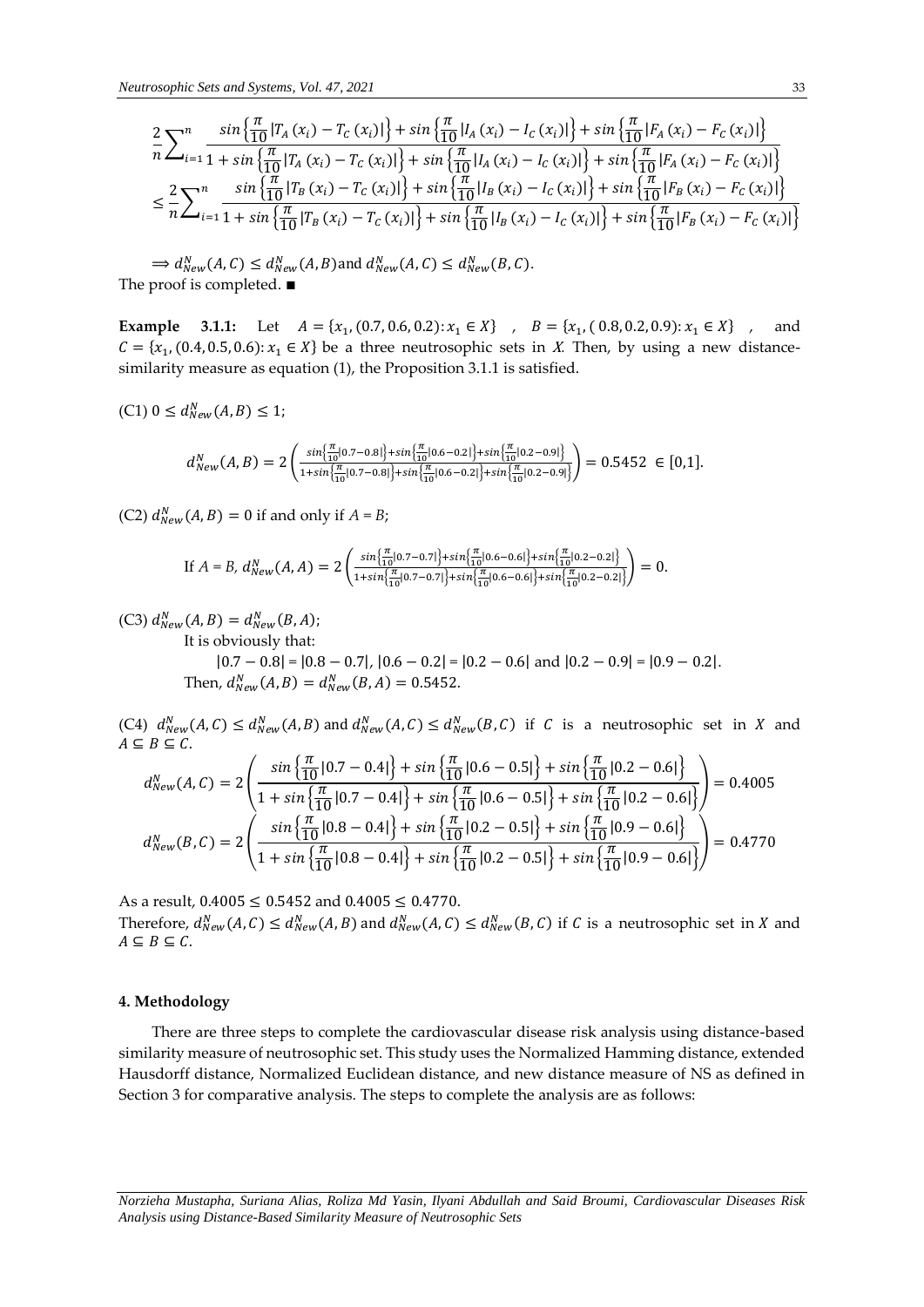$$\frac{2}{n}\sum_{i=1}^{n} \frac{\sin\left\{\frac{\pi}{10}|T_A(x_i) - T_C(x_i)|\right\} + \sin\left\{\frac{\pi}{10}|I_A(x_i) - I_C(x_i)|\right\} + \sin\left\{\frac{\pi}{10}|F_A(x_i) - F_C(x_i)|\right\}}{1 + \sin\left\{\frac{\pi}{10}|T_A(x_i) - T_C(x_i)|\right\} + \sin\left\{\frac{\pi}{10}|I_A(x_i) - I_C(x_i)|\right\} + \sin\left\{\frac{\pi}{10}|F_A(x_i) - F_C(x_i)|\right\}}$$
$$\leq \frac{2}{n}\sum_{i=1}^{n} \frac{\sin\left\{\frac{\pi}{10}|T_B(x_i) - T_C(x_i)|\right\} + \sin\left\{\frac{\pi}{10}|I_B(x_i) - I_C(x_i)|\right\} + \sin\left\{\frac{\pi}{10}|F_B(x_i) - F_C(x_i)|\right\}}{1 + \sin\left\{\frac{\pi}{10}|T_B(x_i) - T_C(x_i)|\right\} + \sin\left\{\frac{\pi}{10}|I_B(x_i) - I_C(x_i)|\right\} + \sin\left\{\frac{\pi}{10}|F_B(x_i) - F_C(x_i)|\right\}}$$

$\Longrightarrow d^N_{New}(A, C) \leq d^N_{New}(A, B)$ and $d^N_{New}(A, C) \leq d^N_{New}(B, C)$.

The proof is completed. ■

**Example 3.1.1:** Let $A = \{x_1, (0.7, 0.6, 0.2): x_1 \in X\}$ , $B = \{x_1, (0.8, 0.2, 0.9): x_1 \in X\}$ , and $C = \{x_1, (0.4, 0.5, 0.6): x_1 \in X\}$ be a three neutrosophic sets in *X*. Then, by using a new distance-similarity measure as equation (1), the Proposition 3.1.1 is satisfied.

(C1) $0 \leq d^N_{New}(A, B) \leq 1$;

$$d^N_{New}(A, B) = 2\left(\frac{\sin\left\{\frac{\pi}{10}|0.7 - 0.8|\right\} + \sin\left\{\frac{\pi}{10}|0.6 - 0.2|\right\} + \sin\left\{\frac{\pi}{10}|0.2 - 0.9|\right\}}{1 + \sin\left\{\frac{\pi}{10}|0.7 - 0.8|\right\} + \sin\left\{\frac{\pi}{10}|0.6 - 0.2|\right\} + \sin\left\{\frac{\pi}{10}|0.2 - 0.9|\right\}}\right) = 0.5452 \in [0,1].$$

(C2) $d^N_{New}(A, B) = 0$ if and only if $A = B$;

$$\text{If } A = B,\ d^N_{New}(A, A) = 2\left(\frac{\sin\left\{\frac{\pi}{10}|0.7 - 0.7|\right\} + \sin\left\{\frac{\pi}{10}|0.6 - 0.6|\right\} + \sin\left\{\frac{\pi}{10}|0.2 - 0.2|\right\}}{1 + \sin\left\{\frac{\pi}{10}|0.7 - 0.7|\right\} + \sin\left\{\frac{\pi}{10}|0.6 - 0.6|\right\} + \sin\left\{\frac{\pi}{10}|0.2 - 0.2|\right\}}\right) = 0.$$

(C3) $d^N_{New}(A, B) = d^N_{New}(B, A)$;

It is obviously that:

$|0.7 - 0.8| = |0.8 - 0.7|$, $|0.6 - 0.2| = |0.2 - 0.6|$ and $|0.2 - 0.9| = |0.9 - 0.2|$.

Then, $d^N_{New}(A, B) = d^N_{New}(B, A) = 0.5452$.

(C4) $d^N_{New}(A, C) \leq d^N_{New}(A, B)$ and $d^N_{New}(A, C) \leq d^N_{New}(B, C)$ if $C$ is a neutrosophic set in $X$ and $A \subseteq B \subseteq C$.

$$d^N_{New}(A, C) = 2\left(\frac{\sin\left\{\frac{\pi}{10}|0.7 - 0.4|\right\} + \sin\left\{\frac{\pi}{10}|0.6 - 0.5|\right\} + \sin\left\{\frac{\pi}{10}|0.2 - 0.6|\right\}}{1 + \sin\left\{\frac{\pi}{10}|0.7 - 0.4|\right\} + \sin\left\{\frac{\pi}{10}|0.6 - 0.5|\right\} + \sin\left\{\frac{\pi}{10}|0.2 - 0.6|\right\}}\right) = 0.4005$$

$$d^N_{New}(B, C) = 2\left(\frac{\sin\left\{\frac{\pi}{10}|0.8 - 0.4|\right\} + \sin\left\{\frac{\pi}{10}|0.2 - 0.5|\right\} + \sin\left\{\frac{\pi}{10}|0.9 - 0.6|\right\}}{1 + \sin\left\{\frac{\pi}{10}|0.8 - 0.4|\right\} + \sin\left\{\frac{\pi}{10}|0.2 - 0.5|\right\} + \sin\left\{\frac{\pi}{10}|0.9 - 0.6|\right\}}\right) = 0.4770$$

As a result, $0.4005 \leq 0.5452$ and $0.4005 \leq 0.4770$.

Therefore, $d^N_{New}(A, C) \leq d^N_{New}(A, B)$ and $d^N_{New}(A, C) \leq d^N_{New}(B, C)$ if $C$ is a neutrosophic set in $X$ and $A \subseteq B \subseteq C$.

## 4. Methodology

There are three steps to complete the cardiovascular disease risk analysis using distance-based similarity measure of neutrosophic set. This study uses the Normalized Hamming distance, extended Hausdorff distance, Normalized Euclidean distance, and new distance measure of NS as defined in Section 3 for comparative analysis. The steps to complete the analysis are as follows: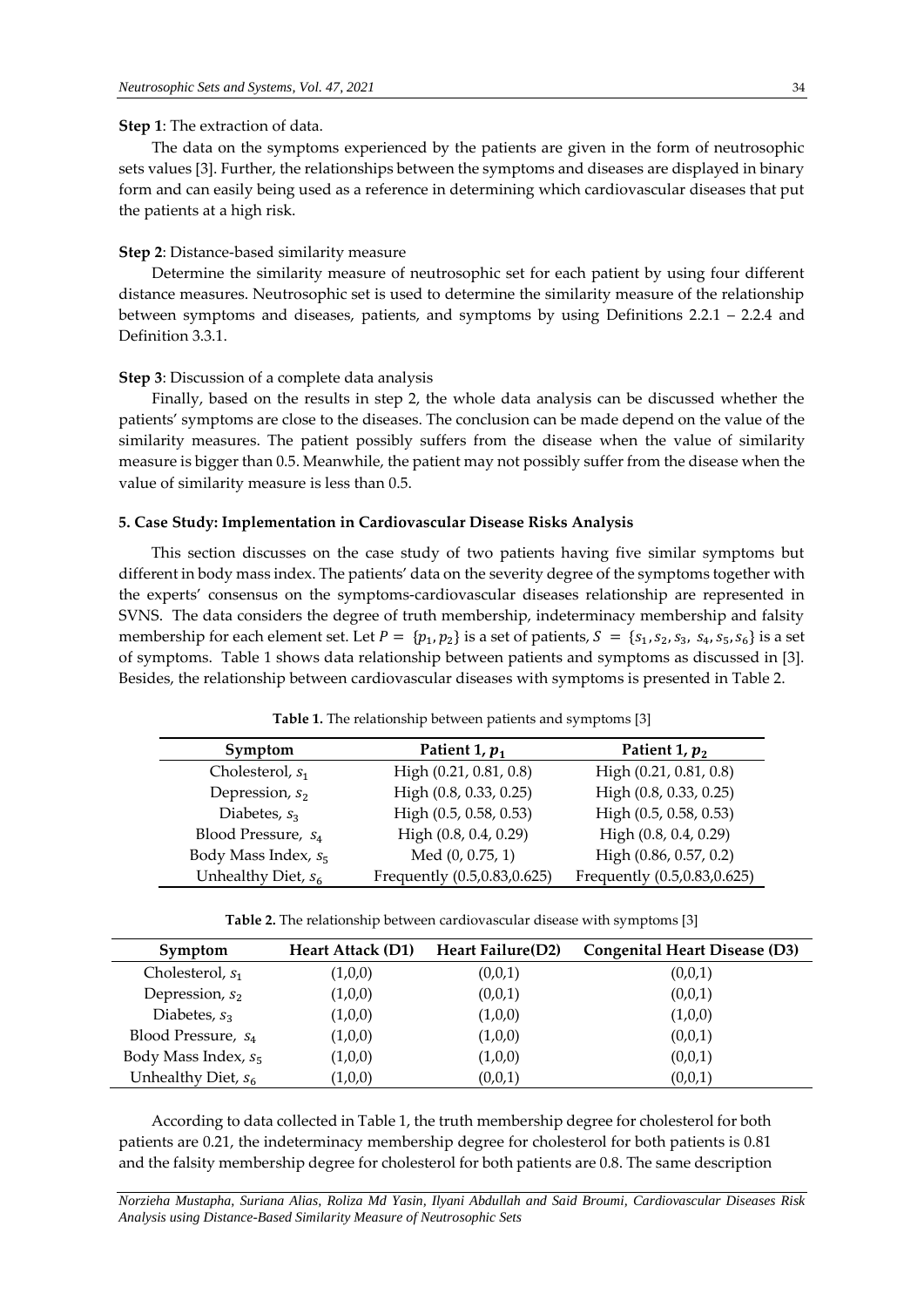**Step 1**: The extraction of data.

The data on the symptoms experienced by the patients are given in the form of neutrosophic sets values [3]. Further, the relationships between the symptoms and diseases are displayed in binary form and can easily being used as a reference in determining which cardiovascular diseases that put the patients at a high risk.

**Step 2**: Distance-based similarity measure

Determine the similarity measure of neutrosophic set for each patient by using four different distance measures. Neutrosophic set is used to determine the similarity measure of the relationship between symptoms and diseases, patients, and symptoms by using Definitions 2.2.1 – 2.2.4 and Definition 3.3.1.

**Step 3**: Discussion of a complete data analysis

Finally, based on the results in step 2, the whole data analysis can be discussed whether the patients' symptoms are close to the diseases. The conclusion can be made depend on the value of the similarity measures. The patient possibly suffers from the disease when the value of similarity measure is bigger than 0.5. Meanwhile, the patient may not possibly suffer from the disease when the value of similarity measure is less than 0.5.

## 5. Case Study: Implementation in Cardiovascular Disease Risks Analysis

This section discusses on the case study of two patients having five similar symptoms but different in body mass index. The patients' data on the severity degree of the symptoms together with the experts' consensus on the symptoms-cardiovascular diseases relationship are represented in SVNS. The data considers the degree of truth membership, indeterminacy membership and falsity membership for each element set. Let $P = \{p_1, p_2\}$ is a set of patients, $S = \{s_1, s_2, s_3, s_4, s_5, s_6\}$ is a set of symptoms. Table 1 shows data relationship between patients and symptoms as discussed in [3]. Besides, the relationship between cardiovascular diseases with symptoms is presented in Table 2.

**Table 1.** The relationship between patients and symptoms [3]

| Symptom | Patient 1, $p_1$ | Patient 1, $p_2$ |
|---|---|---|
| Cholesterol, $s_1$ | High (0.21, 0.81, 0.8) | High (0.21, 0.81, 0.8) |
| Depression, $s_2$ | High (0.8, 0.33, 0.25) | High (0.8, 0.33, 0.25) |
| Diabetes, $s_3$ | High (0.5, 0.58, 0.53) | High (0.5, 0.58, 0.53) |
| Blood Pressure, $s_4$ | High (0.8, 0.4, 0.29) | High (0.8, 0.4, 0.29) |
| Body Mass Index, $s_5$ | Med (0, 0.75, 1) | High (0.86, 0.57, 0.2) |
| Unhealthy Diet, $s_6$ | Frequently (0.5,0.83,0.625) | Frequently (0.5,0.83,0.625) |

**Table 2.** The relationship between cardiovascular disease with symptoms [3]

| Symptom | Heart Attack (D1) | Heart Failure(D2) | Congenital Heart Disease (D3) |
|---|---|---|---|
| Cholesterol, $s_1$ | (1,0,0) | (0,0,1) | (0,0,1) |
| Depression, $s_2$ | (1,0,0) | (0,0,1) | (0,0,1) |
| Diabetes, $s_3$ | (1,0,0) | (1,0,0) | (1,0,0) |
| Blood Pressure, $s_4$ | (1,0,0) | (1,0,0) | (0,0,1) |
| Body Mass Index, $s_5$ | (1,0,0) | (1,0,0) | (0,0,1) |
| Unhealthy Diet, $s_6$ | (1,0,0) | (0,0,1) | (0,0,1) |

According to data collected in Table 1, the truth membership degree for cholesterol for both patients are 0.21, the indeterminacy membership degree for cholesterol for both patients is 0.81 and the falsity membership degree for cholesterol for both patients are 0.8. The same description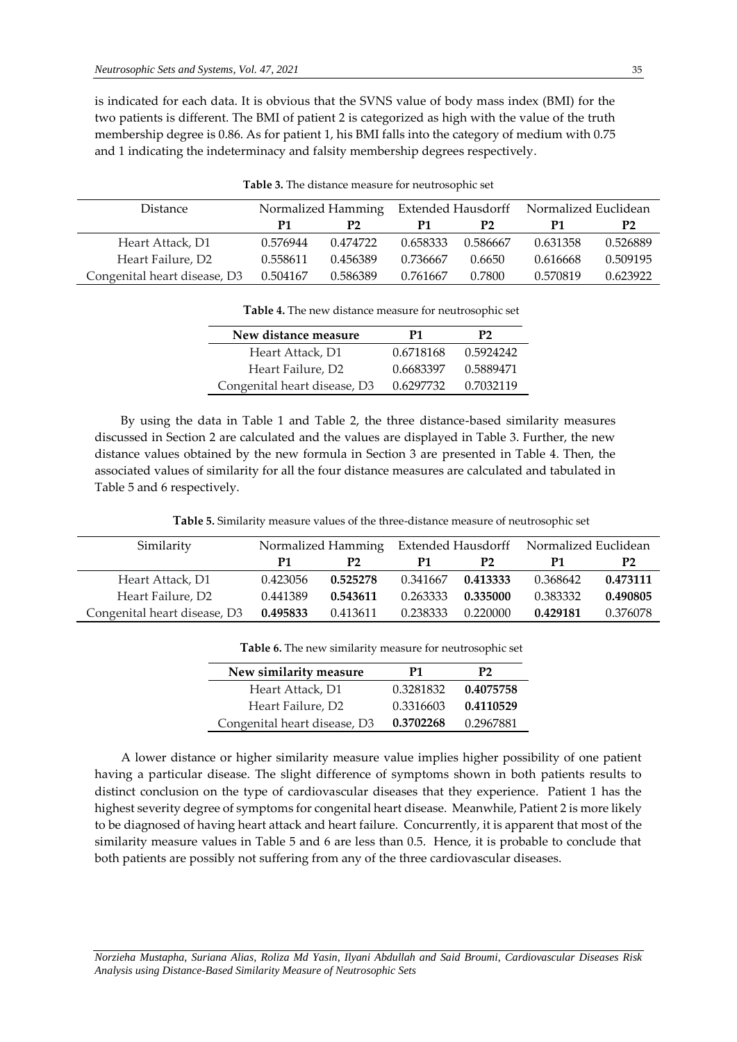is indicated for each data. It is obvious that the SVNS value of body mass index (BMI) for the two patients is different. The BMI of patient 2 is categorized as high with the value of the truth membership degree is 0.86. As for patient 1, his BMI falls into the category of medium with 0.75 and 1 indicating the indeterminacy and falsity membership degrees respectively.

**Table 3.** The distance measure for neutrosophic set

| Distance | Normalized Hamming | | Extended Hausdorff | | Normalized Euclidean | |
|---|---|---|---|---|---|---|
| | **P1** | **P2** | **P1** | **P2** | **P1** | **P2** |
| Heart Attack, D1 | 0.576944 | 0.474722 | 0.658333 | 0.586667 | 0.631358 | 0.526889 |
| Heart Failure, D2 | 0.558611 | 0.456389 | 0.736667 | 0.6650 | 0.616668 | 0.509195 |
| Congenital heart disease, D3 | 0.504167 | 0.586389 | 0.761667 | 0.7800 | 0.570819 | 0.623922 |

**Table 4.** The new distance measure for neutrosophic set

| New distance measure | P1 | P2 |
|---|---|---|
| Heart Attack, D1 | 0.6718168 | 0.5924242 |
| Heart Failure, D2 | 0.6683397 | 0.5889471 |
| Congenital heart disease, D3 | 0.6297732 | 0.7032119 |

By using the data in Table 1 and Table 2, the three distance-based similarity measures discussed in Section 2 are calculated and the values are displayed in Table 3. Further, the new distance values obtained by the new formula in Section 3 are presented in Table 4. Then, the associated values of similarity for all the four distance measures are calculated and tabulated in Table 5 and 6 respectively.

**Table 5.** Similarity measure values of the three-distance measure of neutrosophic set

| Similarity | Normalized Hamming | | Extended Hausdorff | | Normalized Euclidean | |
|---|---|---|---|---|---|---|
| | **P1** | **P2** | **P1** | **P2** | **P1** | **P2** |
| Heart Attack, D1 | 0.423056 | **0.525278** | 0.341667 | **0.413333** | 0.368642 | **0.473111** |
| Heart Failure, D2 | 0.441389 | **0.543611** | 0.263333 | **0.335000** | 0.383332 | **0.490805** |
| Congenital heart disease, D3 | **0.495833** | 0.413611 | 0.238333 | 0.220000 | **0.429181** | 0.376078 |

**Table 6.** The new similarity measure for neutrosophic set

| New similarity measure | P1 | P2 |
|---|---|---|
| Heart Attack, D1 | 0.3281832 | **0.4075758** |
| Heart Failure, D2 | 0.3316603 | **0.4110529** |
| Congenital heart disease, D3 | **0.3702268** | 0.2967881 |

A lower distance or higher similarity measure value implies higher possibility of one patient having a particular disease. The slight difference of symptoms shown in both patients results to distinct conclusion on the type of cardiovascular diseases that they experience. Patient 1 has the highest severity degree of symptoms for congenital heart disease. Meanwhile, Patient 2 is more likely to be diagnosed of having heart attack and heart failure. Concurrently, it is apparent that most of the similarity measure values in Table 5 and 6 are less than 0.5. Hence, it is probable to conclude that both patients are possibly not suffering from any of the three cardiovascular diseases.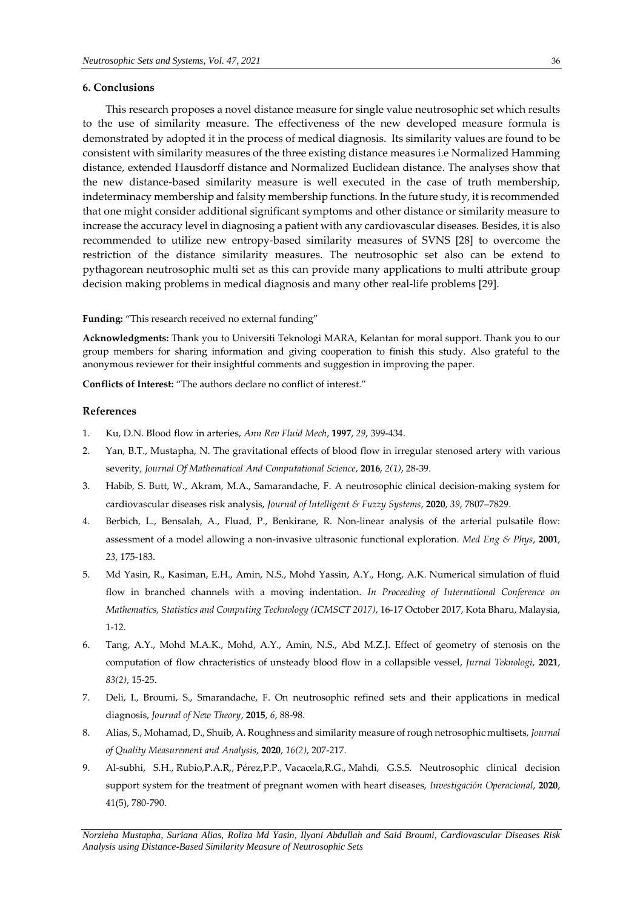## 6. Conclusions

This research proposes a novel distance measure for single value neutrosophic set which results to the use of similarity measure. The effectiveness of the new developed measure formula is demonstrated by adopted it in the process of medical diagnosis. Its similarity values are found to be consistent with similarity measures of the three existing distance measures i.e Normalized Hamming distance, extended Hausdorff distance and Normalized Euclidean distance. The analyses show that the new distance-based similarity measure is well executed in the case of truth membership, indeterminacy membership and falsity membership functions. In the future study, it is recommended that one might consider additional significant symptoms and other distance or similarity measure to increase the accuracy level in diagnosing a patient with any cardiovascular diseases. Besides, it is also recommended to utilize new entropy-based similarity measures of SVNS [28] to overcome the restriction of the distance similarity measures. The neutrosophic set also can be extend to pythagorean neutrosophic multi set as this can provide many applications to multi attribute group decision making problems in medical diagnosis and many other real-life problems [29].

**Funding:** "This research received no external funding"

**Acknowledgments:** Thank you to Universiti Teknologi MARA, Kelantan for moral support. Thank you to our group members for sharing information and giving cooperation to finish this study. Also grateful to the anonymous reviewer for their insightful comments and suggestion in improving the paper.

**Conflicts of Interest:** "The authors declare no conflict of interest."

## References

1. Ku, D.N. Blood flow in arteries, *Ann Rev Fluid Mech*, **1997**, *29*, 399-434.
2. Yan, B.T., Mustapha, N. The gravitational effects of blood flow in irregular stenosed artery with various severity*, Journal Of Mathematical And Computational Science*, **2016**, *2(1)*, 28-39.
3. Habib, S. Butt, W., Akram, M.A., Samarandache, F. A neutrosophic clinical decision-making system for cardiovascular diseases risk analysis, *Journal of Intelligent & Fuzzy Systems*, **2020**, *39*, 7807–7829.
4. Berbich, L., Bensalah, A., Fluad, P., Benkirane, R. Non-linear analysis of the arterial pulsatile flow: assessment of a model allowing a non-invasive ultrasonic functional exploration. *Med Eng & Phys*, **2001**, *23*, 175-183.
5. Md Yasin, R., Kasiman, E.H., Amin, N.S., Mohd Yassin, A.Y., Hong, A.K. Numerical simulation of fluid flow in branched channels with a moving indentation. *In Proceeding of International Conference on Mathematics, Statistics and Computing Technology (ICMSCT 2017)*, 16-17 October 2017, Kota Bharu, Malaysia, 1-12.
6. Tang, A.Y., Mohd M.A.K., Mohd, A.Y., Amin, N.S., Abd M.Z.J. Effect of geometry of stenosis on the computation of flow chracteristics of unsteady blood flow in a collapsible vessel, *Jurnal Teknologi*, **2021**, *83(2)*, 15-25.
7. Deli, I., Broumi, S., Smarandache, F. On neutrosophic refined sets and their applications in medical diagnosis, *Journal of New Theory*, **2015**, *6*, 88-98.
8. Alias, S., Mohamad, D., Shuib, A. Roughness and similarity measure of rough netrosophic multisets, *Journal of Quality Measurement and Analysis*, **2020**, *16(2)*, 207-217.
9. Al-subhi, S.H., Rubio,P.A.R,, Pérez,P.P., Vacacela,R.G., Mahdi, G.S.S. Neutrosophic clinical decision support system for the treatment of pregnant women with heart diseases, *Investigación Operacional*, **2020**, 41(5), 780-790.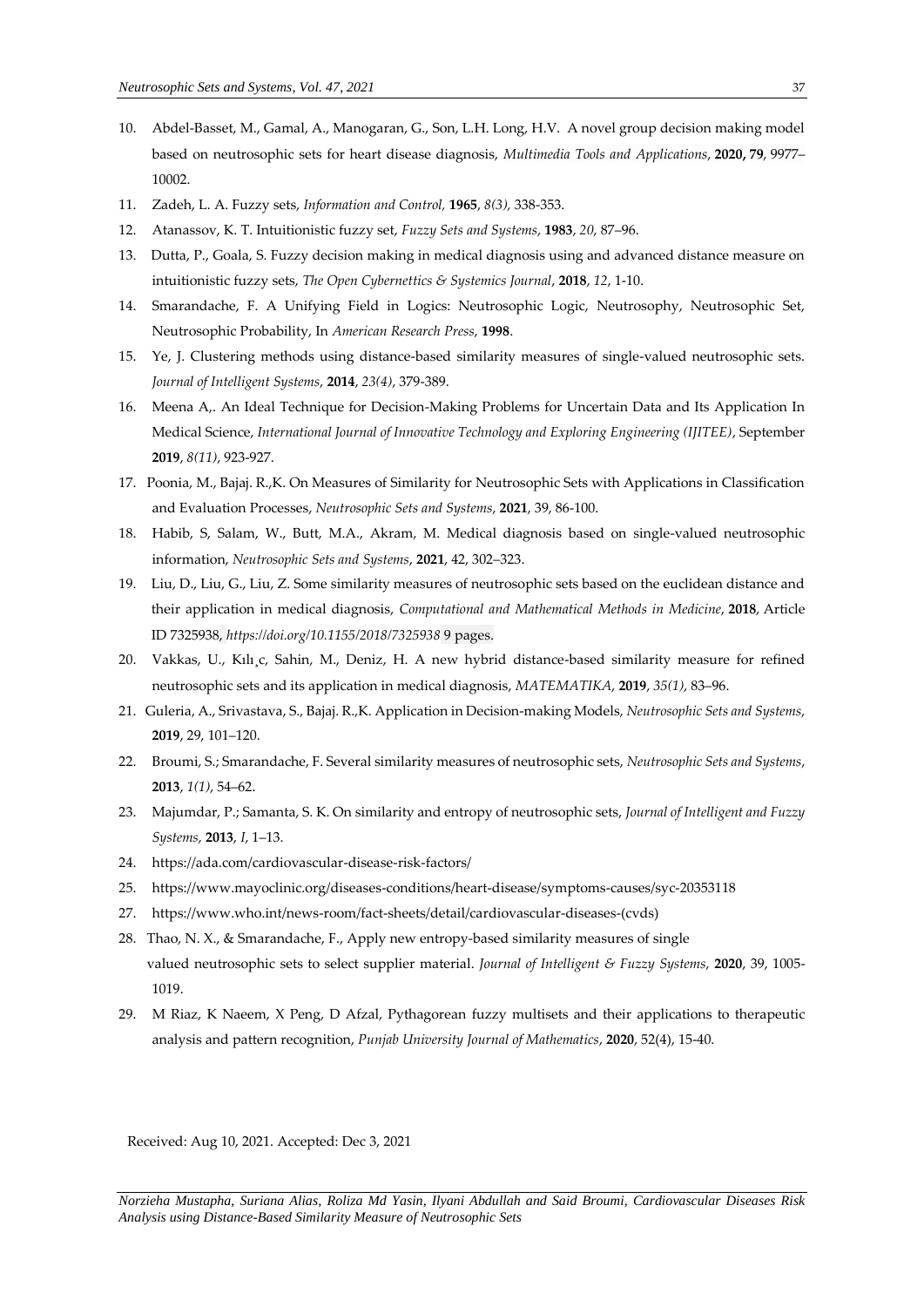10. Abdel-Basset, M., Gamal, A., Manogaran, G., Son, L.H. Long, H.V. A novel group decision making model based on neutrosophic sets for heart disease diagnosis, *Multimedia Tools and Applications*, **2020, 79**, 9977–10002.
11. Zadeh, L. A. Fuzzy sets, *Information and Control,* **1965**, *8(3),* 338-353.
12. Atanassov, K. T. Intuitionistic fuzzy set, *Fuzzy Sets and Systems*, **1983**, *20*, 87–96.
13. Dutta, P., Goala, S. Fuzzy decision making in medical diagnosis using and advanced distance measure on intuitionistic fuzzy sets, *The Open Cybernettics & Systemics Journal*, **2018**, *12*, 1-10.
14. Smarandache, F. A Unifying Field in Logics: Neutrosophic Logic, Neutrosophy, Neutrosophic Set, Neutrosophic Probability, In *American Research Press*, **1998**.
15. Ye, J. Clustering methods using distance-based similarity measures of single-valued neutrosophic sets. *Journal of Intelligent Systems*, **2014**, *23(4)*, 379-389.
16. Meena A,. An Ideal Technique for Decision-Making Problems for Uncertain Data and Its Application In Medical Science, *International Journal of Innovative Technology and Exploring Engineering (IJITEE)*, September **2019**, *8(11)*, 923-927.
17. Poonia, M., Bajaj. R.,K. On Measures of Similarity for Neutrosophic Sets with Applications in Classification and Evaluation Processes, *Neutrosophic Sets and Systems*, **2021**, 39, 86-100.
18. Habib, S, Salam, W., Butt, M.A., Akram, M. Medical diagnosis based on single-valued neutrosophic information, *Neutrosophic Sets and Systems*, **2021**, 42, 302–323.
19. Liu, D., Liu, G., Liu, Z. Some similarity measures of neutrosophic sets based on the euclidean distance and their application in medical diagnosis, *Computational and Mathematical Methods in Medicine*, **2018**, Article ID 7325938, *https://doi.org/10.1155/2018/7325938* 9 pages.
20. Vakkas, U., Kılı¸c, Sahin, M., Deniz, H. A new hybrid distance-based similarity measure for refined neutrosophic sets and its application in medical diagnosis, *MATEMATIKA*, **2019**, *35(1)*, 83–96.
21. Guleria, A., Srivastava, S., Bajaj. R.,K. Application in Decision-making Models, *Neutrosophic Sets and Systems*, **2019**, 29, 101–120.
22. Broumi, S.; Smarandache, F. Several similarity measures of neutrosophic sets, *Neutrosophic Sets and Systems*, **2013**, *1(1)*, 54–62.
23. Majumdar, P.; Samanta, S. K. On similarity and entropy of neutrosophic sets, *Journal of Intelligent and Fuzzy Systems*, **2013**, *I*, 1–13.
24. https://ada.com/cardiovascular-disease-risk-factors/
25. https://www.mayoclinic.org/diseases-conditions/heart-disease/symptoms-causes/syc-20353118
27. https://www.who.int/news-room/fact-sheets/detail/cardiovascular-diseases-(cvds)
28. Thao, N. X., & Smarandache, F., Apply new entropy-based similarity measures of single valued neutrosophic sets to select supplier material. *Journal of Intelligent & Fuzzy Systems*, **2020**, 39, 1005-1019.
29. M Riaz, K Naeem, X Peng, D Afzal, Pythagorean fuzzy multisets and their applications to therapeutic analysis and pattern recognition, *Punjab University Journal of Mathematics*, **2020**, 52(4), 15-40.

Received: Aug 10, 2021. Accepted: Dec 3, 2021